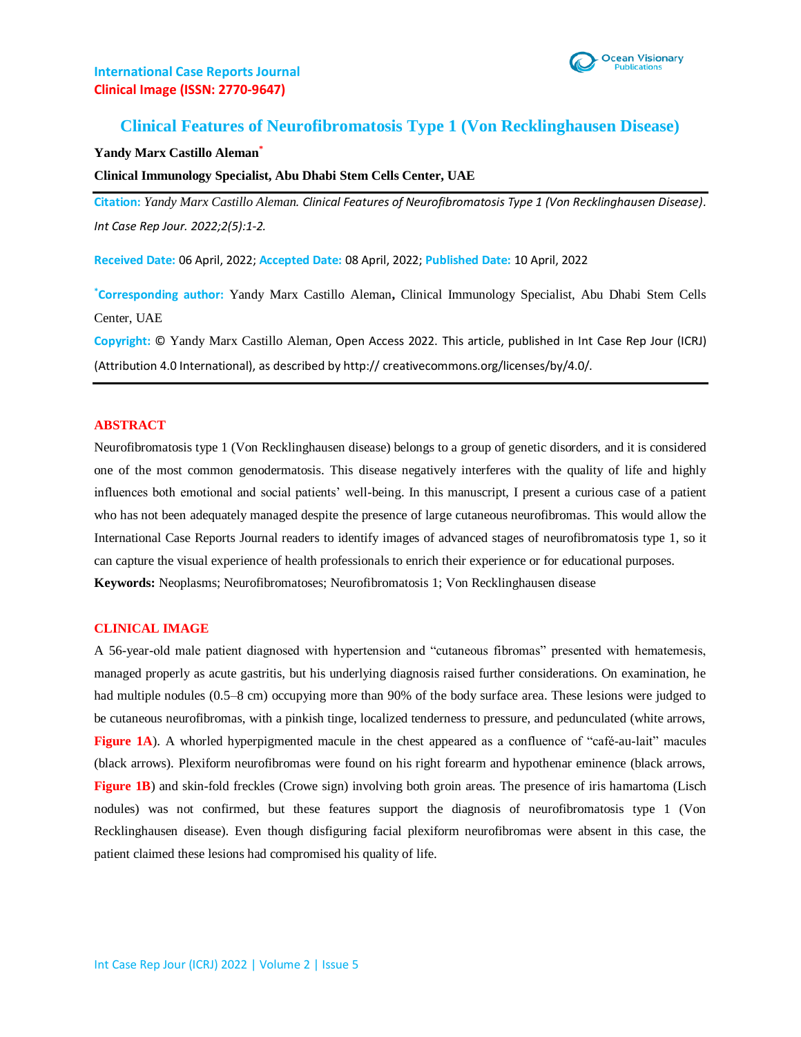International Case Reports Journal
Clinical Image (ISSN: 2770-9647)

# Clinical Features of Neurofibromatosis Type 1 (Von Recklinghausen Disease)

**Yandy Marx Castillo Aleman***

**Clinical Immunology Specialist, Abu Dhabi Stem Cells Center, UAE**

**Citation:** *Yandy Marx Castillo Aleman. Clinical Features of Neurofibromatosis Type 1 (Von Recklinghausen Disease). Int Case Rep Jour. 2022;2(5):1-2.*

**Received Date:** 06 April, 2022; **Accepted Date:** 08 April, 2022; **Published Date:** 10 April, 2022

***Corresponding author:** Yandy Marx Castillo Aleman, Clinical Immunology Specialist, Abu Dhabi Stem Cells Center, UAE

**Copyright:** © Yandy Marx Castillo Aleman, Open Access 2022. This article, published in Int Case Rep Jour (ICRJ) (Attribution 4.0 International), as described by http:// creativecommons.org/licenses/by/4.0/.

## ABSTRACT

Neurofibromatosis type 1 (Von Recklinghausen disease) belongs to a group of genetic disorders, and it is considered one of the most common genodermatosis. This disease negatively interferes with the quality of life and highly influences both emotional and social patients' well-being. In this manuscript, I present a curious case of a patient who has not been adequately managed despite the presence of large cutaneous neurofibromas. This would allow the International Case Reports Journal readers to identify images of advanced stages of neurofibromatosis type 1, so it can capture the visual experience of health professionals to enrich their experience or for educational purposes.

**Keywords:** Neoplasms; Neurofibromatoses; Neurofibromatosis 1; Von Recklinghausen disease

## CLINICAL IMAGE

A 56-year-old male patient diagnosed with hypertension and "cutaneous fibromas" presented with hematemesis, managed properly as acute gastritis, but his underlying diagnosis raised further considerations. On examination, he had multiple nodules (0.5–8 cm) occupying more than 90% of the body surface area. These lesions were judged to be cutaneous neurofibromas, with a pinkish tinge, localized tenderness to pressure, and pedunculated (white arrows, **Figure 1A**). A whorled hyperpigmented macule in the chest appeared as a confluence of "café-au-lait" macules (black arrows). Plexiform neurofibromas were found on his right forearm and hypothenar eminence (black arrows, **Figure 1B**) and skin-fold freckles (Crowe sign) involving both groin areas. The presence of iris hamartoma (Lisch nodules) was not confirmed, but these features support the diagnosis of neurofibromatosis type 1 (Von Recklinghausen disease). Even though disfiguring facial plexiform neurofibromas were absent in this case, the patient claimed these lesions had compromised his quality of life.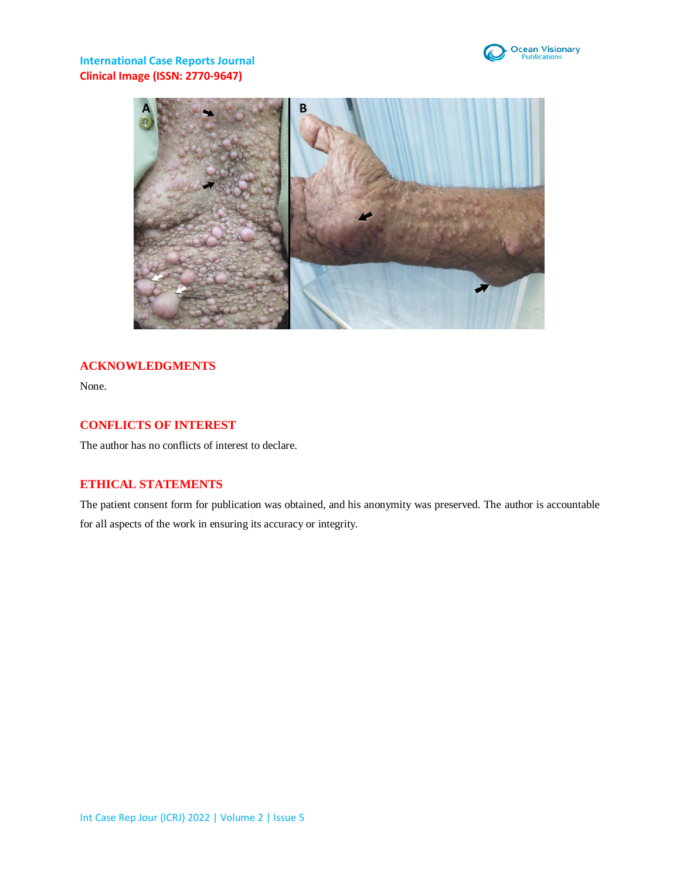## ACKNOWLEDGMENTS

None.

## CONFLICTS OF INTEREST

The author has no conflicts of interest to declare.

## ETHICAL STATEMENTS

The patient consent form for publication was obtained, and his anonymity was preserved. The author is accountable for all aspects of the work in ensuring its accuracy or integrity.